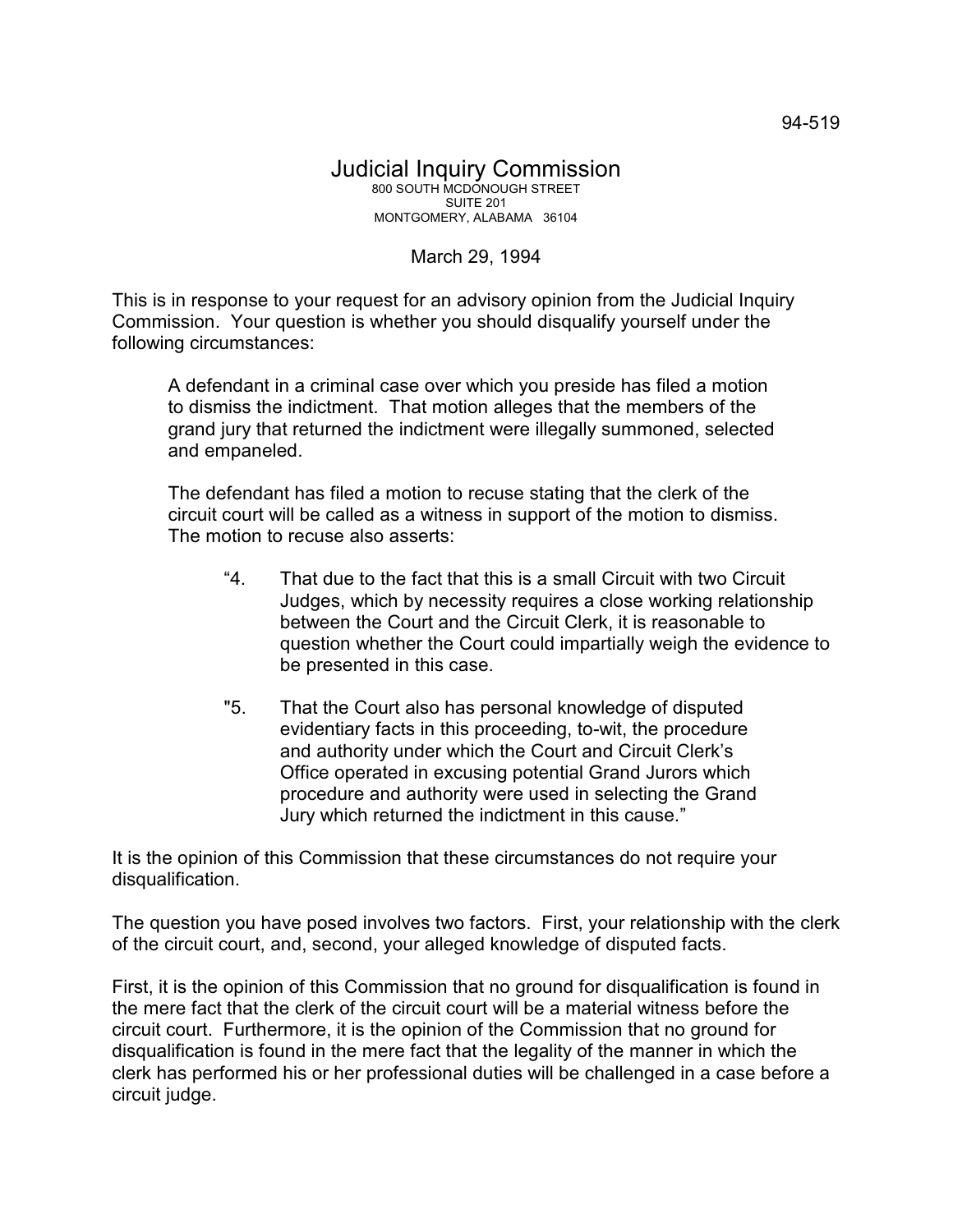94-519

# Judicial Inquiry Commission

800 SOUTH MCDONOUGH STREET
SUITE 201
MONTGOMERY, ALABAMA 36104

March 29, 1994

This is in response to your request for an advisory opinion from the Judicial Inquiry Commission. Your question is whether you should disqualify yourself under the following circumstances:

> A defendant in a criminal case over which you preside has filed a motion to dismiss the indictment. That motion alleges that the members of the grand jury that returned the indictment were illegally summoned, selected and empaneled.
>
> The defendant has filed a motion to recuse stating that the clerk of the circuit court will be called as a witness in support of the motion to dismiss. The motion to recuse also asserts:
>
> > "4. That due to the fact that this is a small Circuit with two Circuit Judges, which by necessity requires a close working relationship between the Court and the Circuit Clerk, it is reasonable to question whether the Court could impartially weigh the evidence to be presented in this case.
> >
> > "5. That the Court also has personal knowledge of disputed evidentiary facts in this proceeding, to-wit, the procedure and authority under which the Court and Circuit Clerk's Office operated in excusing potential Grand Jurors which procedure and authority were used in selecting the Grand Jury which returned the indictment in this cause."

It is the opinion of this Commission that these circumstances do not require your disqualification.

The question you have posed involves two factors. First, your relationship with the clerk of the circuit court, and, second, your alleged knowledge of disputed facts.

First, it is the opinion of this Commission that no ground for disqualification is found in the mere fact that the clerk of the circuit court will be a material witness before the circuit court. Furthermore, it is the opinion of the Commission that no ground for disqualification is found in the mere fact that the legality of the manner in which the clerk has performed his or her professional duties will be challenged in a case before a circuit judge.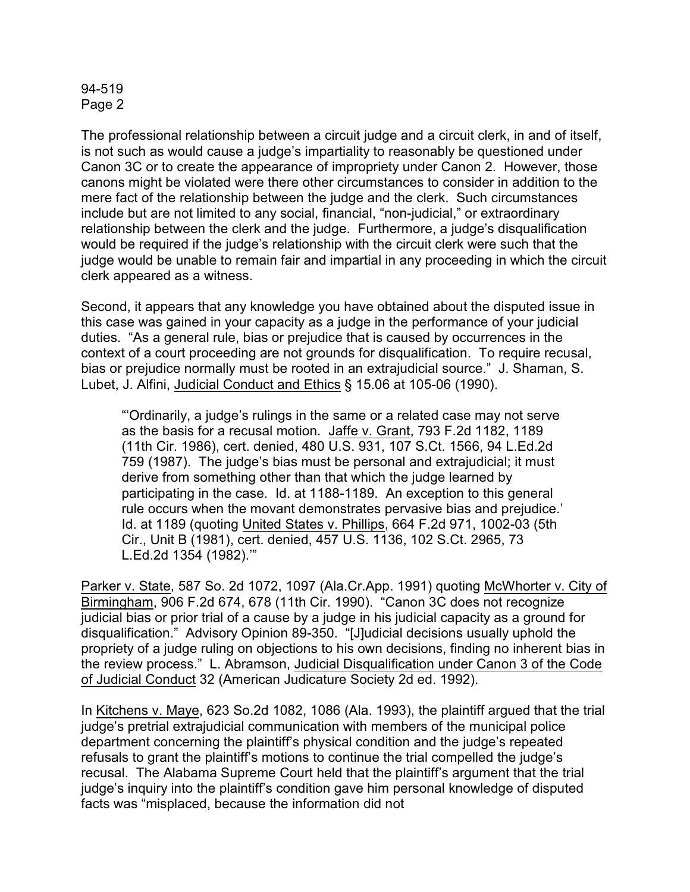The professional relationship between a circuit judge and a circuit clerk, in and of itself, is not such as would cause a judge's impartiality to reasonably be questioned under Canon 3C or to create the appearance of impropriety under Canon 2. However, those canons might be violated were there other circumstances to consider in addition to the mere fact of the relationship between the judge and the clerk. Such circumstances include but are not limited to any social, financial, "non-judicial," or extraordinary relationship between the clerk and the judge. Furthermore, a judge's disqualification would be required if the judge's relationship with the circuit clerk were such that the judge would be unable to remain fair and impartial in any proceeding in which the circuit clerk appeared as a witness.

Second, it appears that any knowledge you have obtained about the disputed issue in this case was gained in your capacity as a judge in the performance of your judicial duties. "As a general rule, bias or prejudice that is caused by occurrences in the context of a court proceeding are not grounds for disqualification. To require recusal, bias or prejudice normally must be rooted in an extrajudicial source." J. Shaman, S. Lubet, J. Alfini, Judicial Conduct and Ethics § 15.06 at 105-06 (1990).

> "'Ordinarily, a judge's rulings in the same or a related case may not serve as the basis for a recusal motion. Jaffe v. Grant, 793 F.2d 1182, 1189 (11th Cir. 1986), cert. denied, 480 U.S. 931, 107 S.Ct. 1566, 94 L.Ed.2d 759 (1987). The judge's bias must be personal and extrajudicial; it must derive from something other than that which the judge learned by participating in the case. Id. at 1188-1189. An exception to this general rule occurs when the movant demonstrates pervasive bias and prejudice.' Id. at 1189 (quoting United States v. Phillips, 664 F.2d 971, 1002-03 (5th Cir., Unit B (1981), cert. denied, 457 U.S. 1136, 102 S.Ct. 2965, 73 L.Ed.2d 1354 (1982).'"

Parker v. State, 587 So. 2d 1072, 1097 (Ala.Cr.App. 1991) quoting McWhorter v. City of Birmingham, 906 F.2d 674, 678 (11th Cir. 1990). "Canon 3C does not recognize judicial bias or prior trial of a cause by a judge in his judicial capacity as a ground for disqualification." Advisory Opinion 89-350. "[J]udicial decisions usually uphold the propriety of a judge ruling on objections to his own decisions, finding no inherent bias in the review process." L. Abramson, Judicial Disqualification under Canon 3 of the Code of Judicial Conduct 32 (American Judicature Society 2d ed. 1992).

In Kitchens v. Maye, 623 So.2d 1082, 1086 (Ala. 1993), the plaintiff argued that the trial judge's pretrial extrajudicial communication with members of the municipal police department concerning the plaintiff's physical condition and the judge's repeated refusals to grant the plaintiff's motions to continue the trial compelled the judge's recusal. The Alabama Supreme Court held that the plaintiff's argument that the trial judge's inquiry into the plaintiff's condition gave him personal knowledge of disputed facts was "misplaced, because the information did not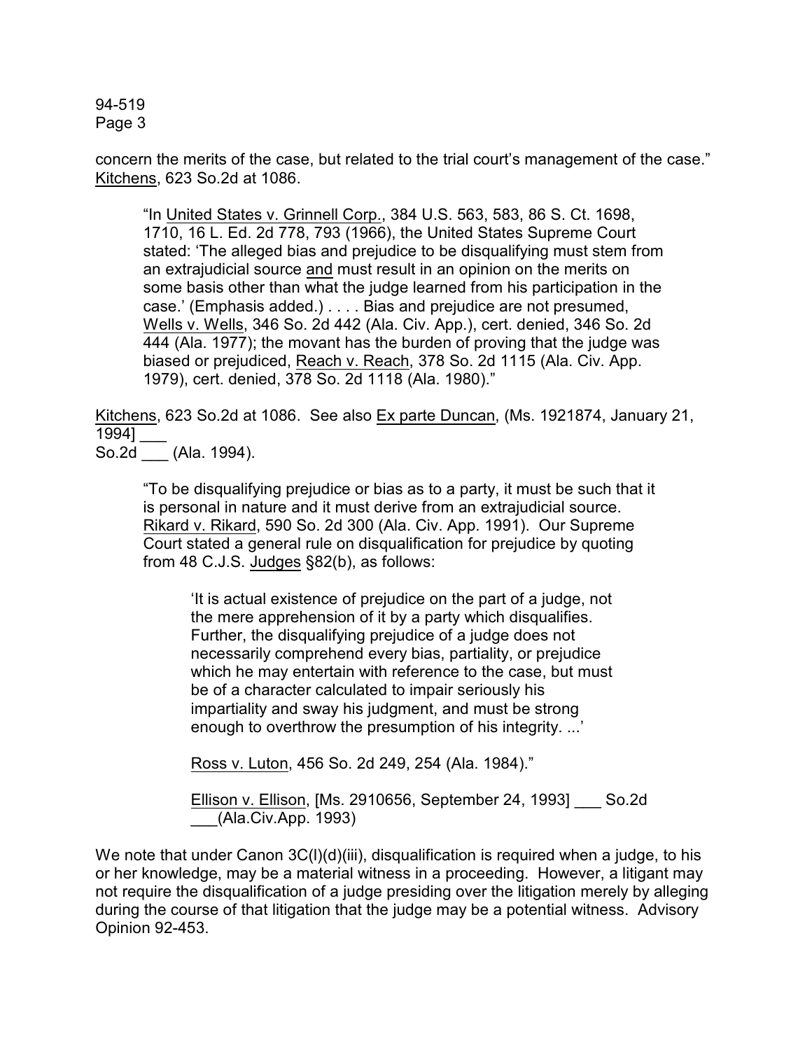concern the merits of the case, but related to the trial court's management of the case." Kitchens, 623 So.2d at 1086.

> "In United States v. Grinnell Corp., 384 U.S. 563, 583, 86 S. Ct. 1698, 1710, 16 L. Ed. 2d 778, 793 (1966), the United States Supreme Court stated: 'The alleged bias and prejudice to be disqualifying must stem from an extrajudicial source and must result in an opinion on the merits on some basis other than what the judge learned from his participation in the case.' (Emphasis added.) . . . . Bias and prejudice are not presumed, Wells v. Wells, 346 So. 2d 442 (Ala. Civ. App.), cert. denied, 346 So. 2d 444 (Ala. 1977); the movant has the burden of proving that the judge was biased or prejudiced, Reach v. Reach, 378 So. 2d 1115 (Ala. Civ. App. 1979), cert. denied, 378 So. 2d 1118 (Ala. 1980)."

Kitchens, 623 So.2d at 1086. See also Ex parte Duncan, (Ms. 1921874, January 21, 1994] ___ So.2d ___ (Ala. 1994).

> "To be disqualifying prejudice or bias as to a party, it must be such that it is personal in nature and it must derive from an extrajudicial source. Rikard v. Rikard, 590 So. 2d 300 (Ala. Civ. App. 1991). Our Supreme Court stated a general rule on disqualification for prejudice by quoting from 48 C.J.S. Judges §82(b), as follows:
>
> > 'It is actual existence of prejudice on the part of a judge, not the mere apprehension of it by a party which disqualifies. Further, the disqualifying prejudice of a judge does not necessarily comprehend every bias, partiality, or prejudice which he may entertain with reference to the case, but must be of a character calculated to impair seriously his impartiality and sway his judgment, and must be strong enough to overthrow the presumption of his integrity. ...'
> >
> > Ross v. Luton, 456 So. 2d 249, 254 (Ala. 1984)."
> >
> > Ellison v. Ellison, [Ms. 2910656, September 24, 1993] ___ So.2d ___(Ala.Civ.App. 1993)

We note that under Canon 3C(l)(d)(iii), disqualification is required when a judge, to his or her knowledge, may be a material witness in a proceeding. However, a litigant may not require the disqualification of a judge presiding over the litigation merely by alleging during the course of that litigation that the judge may be a potential witness. Advisory Opinion 92-453.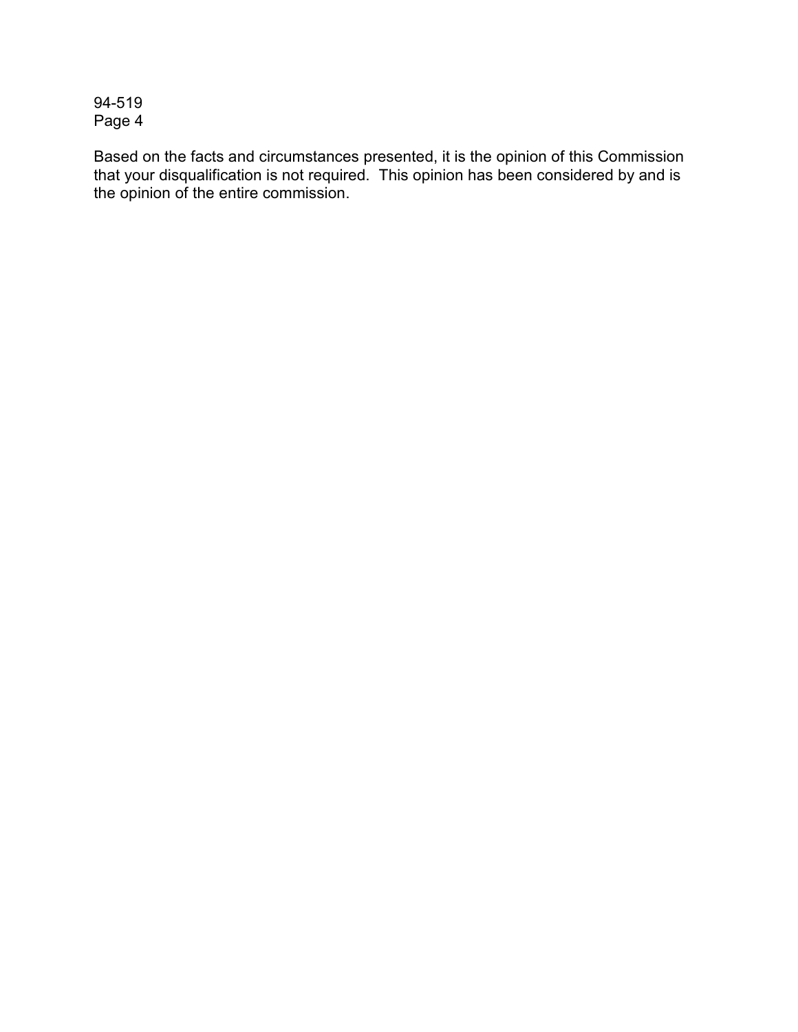Based on the facts and circumstances presented, it is the opinion of this Commission that your disqualification is not required. This opinion has been considered by and is the opinion of the entire commission.